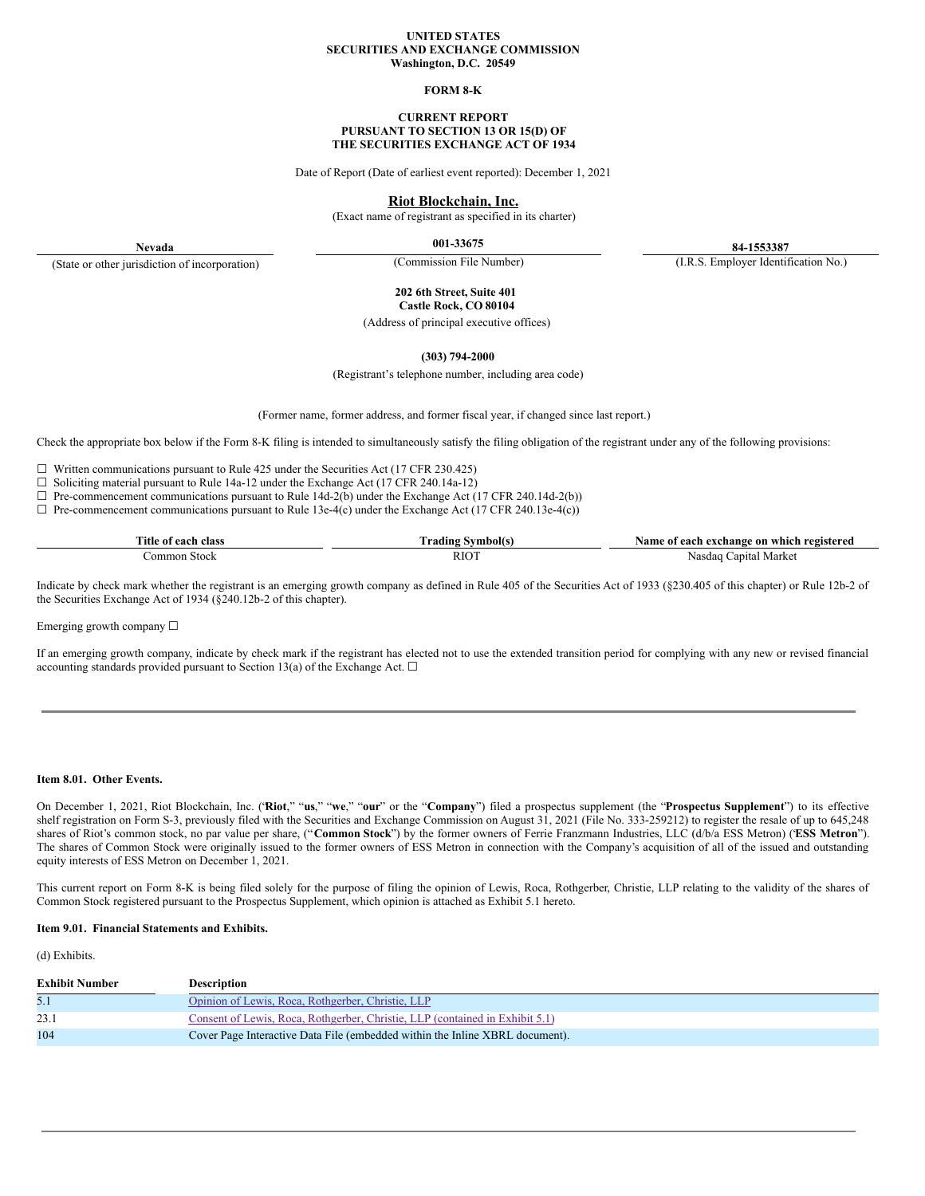**UNITED STATES**
**SECURITIES AND EXCHANGE COMMISSION**
**Washington, D.C. 20549**

**FORM 8-K**

**CURRENT REPORT**
**PURSUANT TO SECTION 13 OR 15(D) OF**
**THE SECURITIES EXCHANGE ACT OF 1934**

Date of Report (Date of earliest event reported): December 1, 2021

**Riot Blockchain, Inc.**
(Exact name of registrant as specified in its charter)

| **Nevada** | **001-33675** | **84-1553387** |
|---|---|---|
| (State or other jurisdiction of incorporation) | (Commission File Number) | (I.R.S. Employer Identification No.) |

**202 6th Street, Suite 401**
**Castle Rock, CO 80104**
(Address of principal executive offices)

**(303) 794-2000**
(Registrant's telephone number, including area code)

(Former name, former address, and former fiscal year, if changed since last report.)

Check the appropriate box below if the Form 8-K filing is intended to simultaneously satisfy the filing obligation of the registrant under any of the following provisions:

☐ Written communications pursuant to Rule 425 under the Securities Act (17 CFR 230.425)
☐ Soliciting material pursuant to Rule 14a-12 under the Exchange Act (17 CFR 240.14a-12)
☐ Pre-commencement communications pursuant to Rule 14d-2(b) under the Exchange Act (17 CFR 240.14d-2(b))
☐ Pre-commencement communications pursuant to Rule 13e-4(c) under the Exchange Act (17 CFR 240.13e-4(c))

| Title of each class | Trading Symbol(s) | Name of each exchange on which registered |
|---|---|---|
| Common Stock | RIOT | Nasdaq Capital Market |

Indicate by check mark whether the registrant is an emerging growth company as defined in Rule 405 of the Securities Act of 1933 (§230.405 of this chapter) or Rule 12b-2 of the Securities Exchange Act of 1934 (§240.12b-2 of this chapter).

Emerging growth company ☐

If an emerging growth company, indicate by check mark if the registrant has elected not to use the extended transition period for complying with any new or revised financial accounting standards provided pursuant to Section 13(a) of the Exchange Act. ☐

---

**Item 8.01. Other Events.**

On December 1, 2021, Riot Blockchain, Inc. ("**Riot**," "**us**," "**we**," "**our**" or the "**Company**") filed a prospectus supplement (the "**Prospectus Supplement**") to its effective shelf registration on Form S-3, previously filed with the Securities and Exchange Commission on August 31, 2021 (File No. 333-259212) to register the resale of up to 645,248 shares of Riot's common stock, no par value per share, ("**Common Stock**") by the former owners of Ferrie Franzmann Industries, LLC (d/b/a ESS Metron) ("**ESS Metron**"). The shares of Common Stock were originally issued to the former owners of ESS Metron in connection with the Company's acquisition of all of the issued and outstanding equity interests of ESS Metron on December 1, 2021.

This current report on Form 8-K is being filed solely for the purpose of filing the opinion of Lewis, Roca, Rothgerber, Christie, LLP relating to the validity of the shares of Common Stock registered pursuant to the Prospectus Supplement, which opinion is attached as Exhibit 5.1 hereto.

**Item 9.01. Financial Statements and Exhibits.**

(d) Exhibits.

| **Exhibit Number** | **Description** |
|---|---|
| 5.1 | Opinion of Lewis, Roca, Rothgerber, Christie, LLP |
| 23.1 | Consent of Lewis, Roca, Rothgerber, Christie, LLP (contained in Exhibit 5.1) |
| 104 | Cover Page Interactive Data File (embedded within the Inline XBRL document). |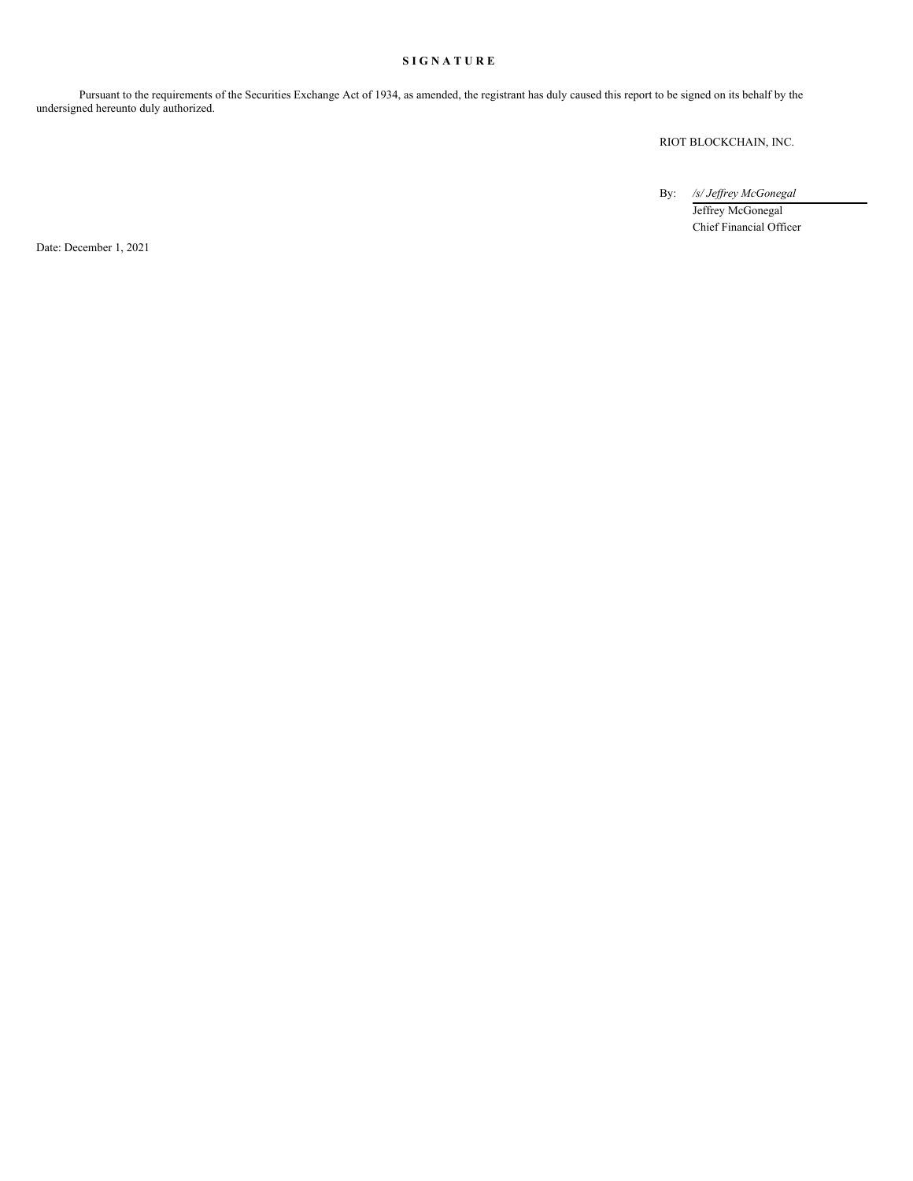**S I G N A T U R E**

Pursuant to the requirements of the Securities Exchange Act of 1934, as amended, the registrant has duly caused this report to be signed on its behalf by the undersigned hereunto duly authorized.

RIOT BLOCKCHAIN, INC.

By: */s/ Jeffrey McGonegal*
Jeffrey McGonegal
Chief Financial Officer

Date: December 1, 2021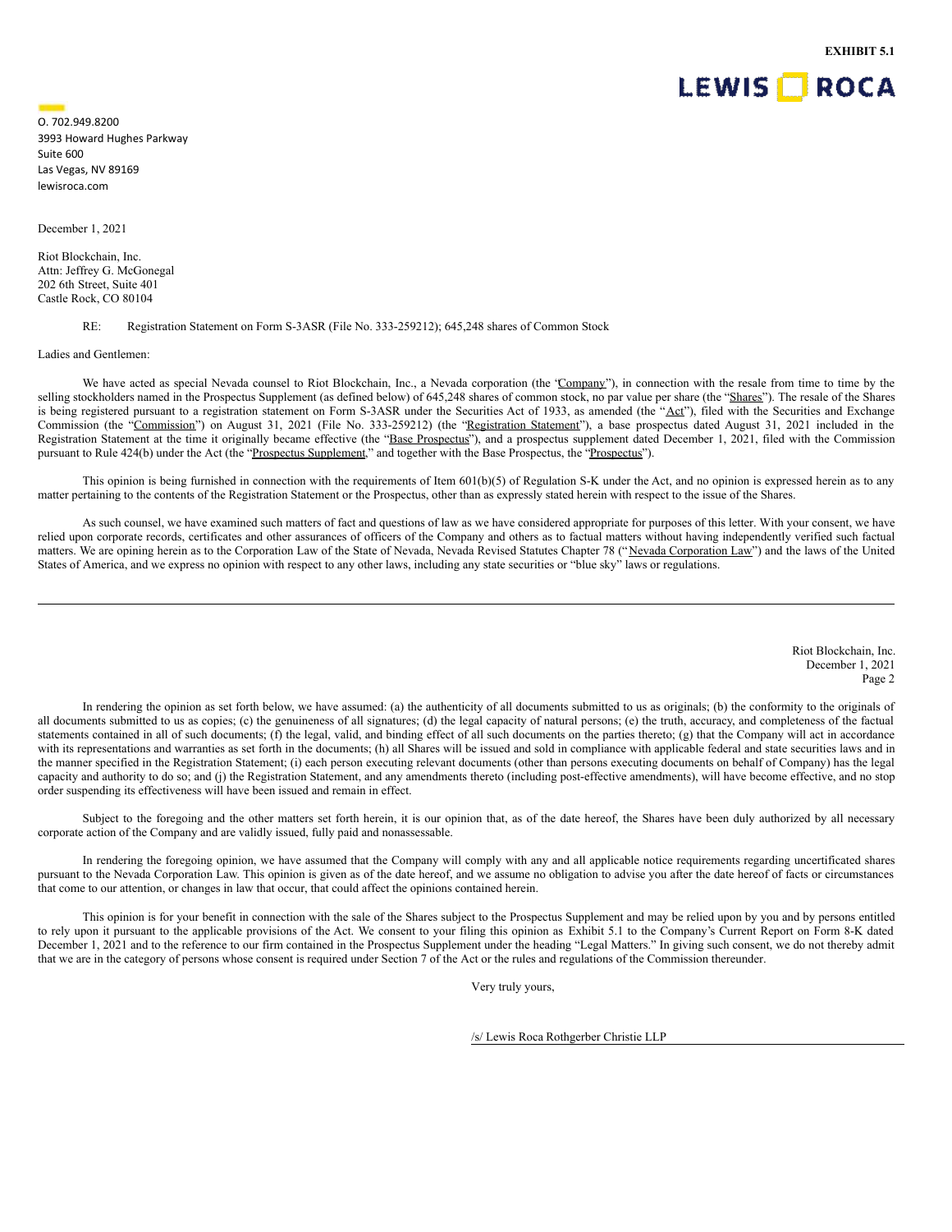**EXHIBIT 5.1**

LEWIS ROCA

O. 702.949.8200
3993 Howard Hughes Parkway
Suite 600
Las Vegas, NV 89169
lewisroca.com

December 1, 2021

Riot Blockchain, Inc.
Attn: Jeffrey G. McGonegal
202 6th Street, Suite 401
Castle Rock, CO 80104

RE: Registration Statement on Form S-3ASR (File No. 333-259212); 645,248 shares of Common Stock

Ladies and Gentlemen:

We have acted as special Nevada counsel to Riot Blockchain, Inc., a Nevada corporation (the "Company"), in connection with the resale from time to time by the selling stockholders named in the Prospectus Supplement (as defined below) of 645,248 shares of common stock, no par value per share (the "Shares"). The resale of the Shares is being registered pursuant to a registration statement on Form S-3ASR under the Securities Act of 1933, as amended (the "Act"), filed with the Securities and Exchange Commission (the "Commission") on August 31, 2021 (File No. 333-259212) (the "Registration Statement"), a base prospectus dated August 31, 2021 included in the Registration Statement at the time it originally became effective (the "Base Prospectus"), and a prospectus supplement dated December 1, 2021, filed with the Commission pursuant to Rule 424(b) under the Act (the "Prospectus Supplement," and together with the Base Prospectus, the "Prospectus").

This opinion is being furnished in connection with the requirements of Item 601(b)(5) of Regulation S-K under the Act, and no opinion is expressed herein as to any matter pertaining to the contents of the Registration Statement or the Prospectus, other than as expressly stated herein with respect to the issue of the Shares.

As such counsel, we have examined such matters of fact and questions of law as we have considered appropriate for purposes of this letter. With your consent, we have relied upon corporate records, certificates and other assurances of officers of the Company and others as to factual matters without having independently verified such factual matters. We are opining herein as to the Corporation Law of the State of Nevada, Nevada Revised Statutes Chapter 78 ("Nevada Corporation Law") and the laws of the United States of America, and we express no opinion with respect to any other laws, including any state securities or "blue sky" laws or regulations.

---

In rendering the opinion as set forth below, we have assumed: (a) the authenticity of all documents submitted to us as originals; (b) the conformity to the originals of all documents submitted to us as copies; (c) the genuineness of all signatures; (d) the legal capacity of natural persons; (e) the truth, accuracy, and completeness of the factual statements contained in all of such documents; (f) the legal, valid, and binding effect of all such documents on the parties thereto; (g) that the Company will act in accordance with its representations and warranties as set forth in the documents; (h) all Shares will be issued and sold in compliance with applicable federal and state securities laws and in the manner specified in the Registration Statement; (i) each person executing relevant documents (other than persons executing documents on behalf of Company) has the legal capacity and authority to do so; and (j) the Registration Statement, and any amendments thereto (including post-effective amendments), will have become effective, and no stop order suspending its effectiveness will have been issued and remain in effect.

Subject to the foregoing and the other matters set forth herein, it is our opinion that, as of the date hereof, the Shares have been duly authorized by all necessary corporate action of the Company and are validly issued, fully paid and nonassessable.

In rendering the foregoing opinion, we have assumed that the Company will comply with any and all applicable notice requirements regarding uncertificated shares pursuant to the Nevada Corporation Law. This opinion is given as of the date hereof, and we assume no obligation to advise you after the date hereof of facts or circumstances that come to our attention, or changes in law that occur, that could affect the opinions contained herein.

This opinion is for your benefit in connection with the sale of the Shares subject to the Prospectus Supplement and may be relied upon by you and by persons entitled to rely upon it pursuant to the applicable provisions of the Act. We consent to your filing this opinion as Exhibit 5.1 to the Company's Current Report on Form 8-K dated December 1, 2021 and to the reference to our firm contained in the Prospectus Supplement under the heading "Legal Matters." In giving such consent, we do not thereby admit that we are in the category of persons whose consent is required under Section 7 of the Act or the rules and regulations of the Commission thereunder.

Very truly yours,

/s/ Lewis Roca Rothgerber Christie LLP